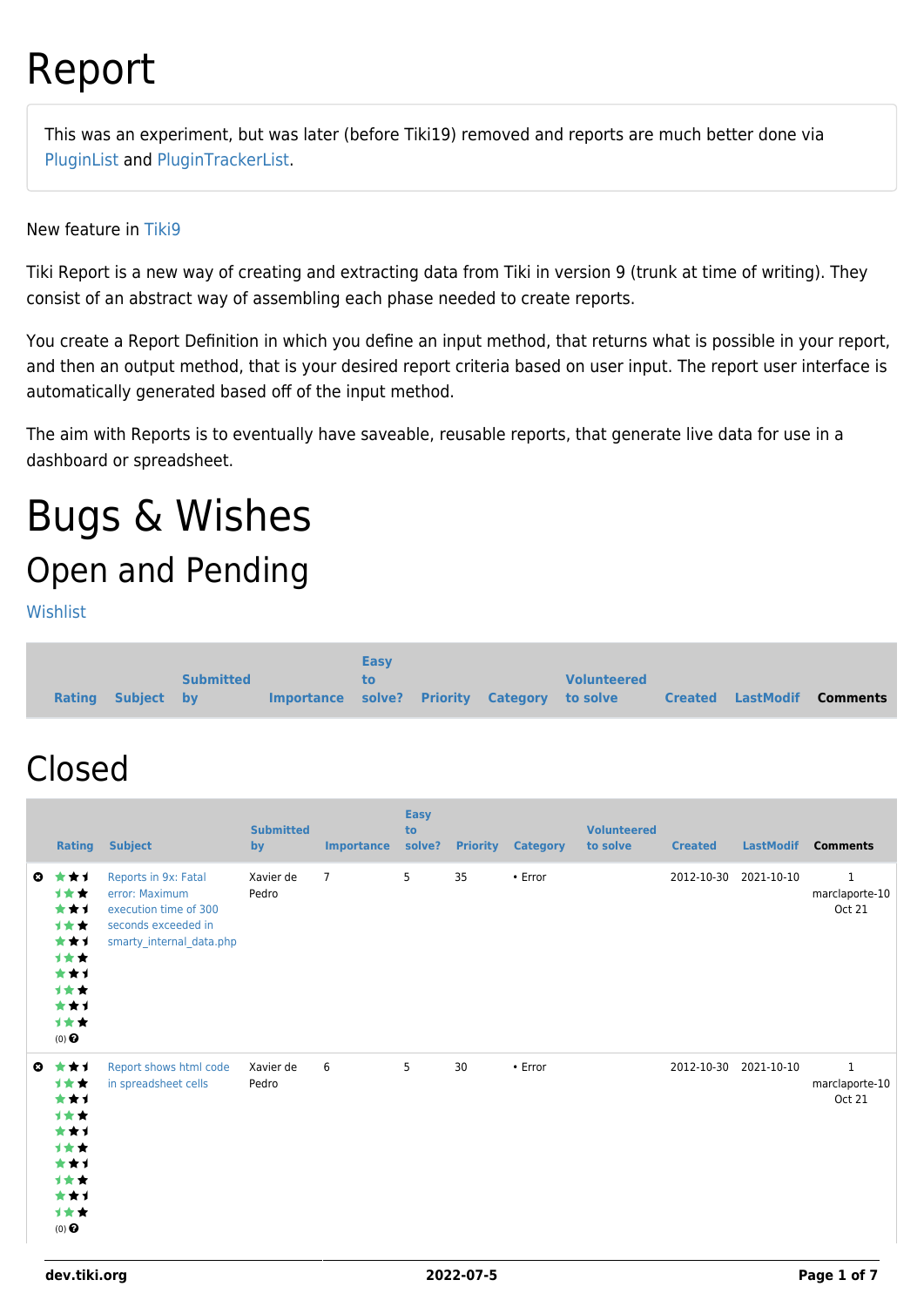# Report

This was an experiment, but was later (before Tiki19) removed and reports are much better done via PluginList and PluginTrackerList.

New feature in Tiki9

Tiki Report is a new way of creating and extracting data from Tiki in version 9 (trunk at time of writing). They consist of an abstract way of assembling each phase needed to create reports.

You create a Report Definition in which you define an input method, that returns what is possible in your report, and then an output method, that is your desired report criteria based on user input. The report user interface is automatically generated based off of the input method.

The aim with Reports is to eventually have saveable, reusable reports, that generate live data for use in a dashboard or spreadsheet.

# Bugs & Wishes

## Open and Pending

Wishlist

| Rating | Subject | Submitted by | Importance | Easy to solve? | Priority | Category | Volunteered to solve | Created | LastModif | Comments |
|---|---|---|---|---|---|---|---|---|---|---|

## Closed

| | Rating | Subject | Submitted by | Importance | Easy to solve? | Priority | Category | Volunteered to solve | Created | LastModif | Comments |
|---|---|---|---|---|---|---|---|---|---|---|---|
| | (0) | Reports in 9x: Fatal error: Maximum execution time of 300 seconds exceeded in smarty_internal_data.php | Xavier de Pedro | 7 | 5 | 35 | • Error | | 2012-10-30 | 2021-10-10 | 1 marclaporte-10 Oct 21 |
| | (0) | Report shows html code in spreadsheet cells | Xavier de Pedro | 6 | 5 | 30 | • Error | | 2012-10-30 | 2021-10-10 | 1 marclaporte-10 Oct 21 |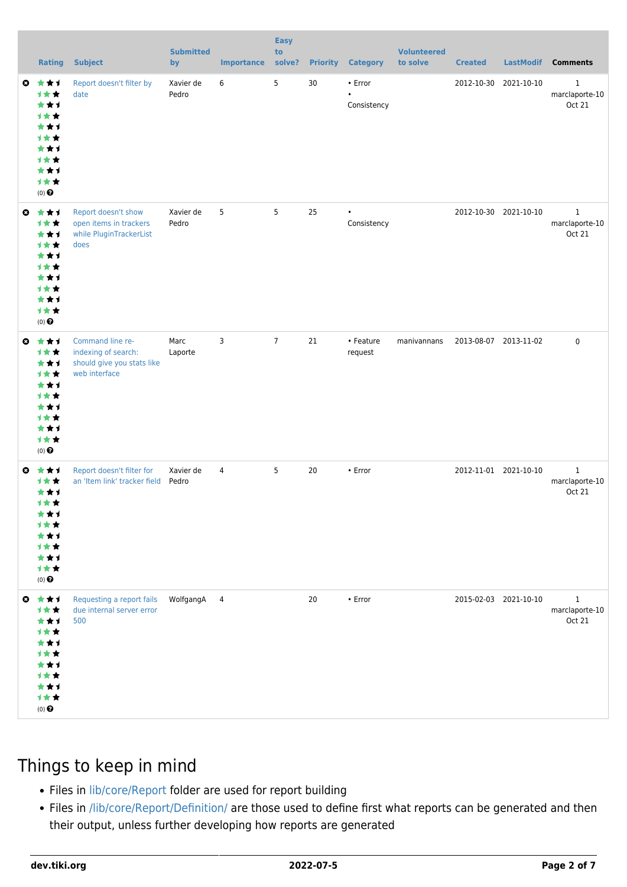| | Rating | Subject | Submitted by | Importance | Easy to solve? | Priority | Category | Volunteered to solve | Created | LastModif | Comments |
|---|---|---|---|---|---|---|---|---|---|---|---|
| | (0) | Report doesn't filter by date | Xavier de Pedro | 6 | 5 | 30 | • Error • Consistency | | 2012-10-30 | 2021-10-10 | 1 marclaporte-10 Oct 21 |
| | (0) | Report doesn't show open items in trackers while PluginTrackerList does | Xavier de Pedro | 5 | 5 | 25 | • Consistency | | 2012-10-30 | 2021-10-10 | 1 marclaporte-10 Oct 21 |
| | (0) | Command line re-indexing of search: should give you stats like web interface | Marc Laporte | 3 | 7 | 21 | • Feature request | manivannans | 2013-08-07 | 2013-11-02 | 0 |
| | (0) | Report doesn't filter for an 'Item link' tracker field | Xavier de Pedro | 4 | 5 | 20 | • Error | | 2012-11-01 | 2021-10-10 | 1 marclaporte-10 Oct 21 |
| | (0) | Requesting a report fails due internal server error 500 | WolfgangA | 4 | | 20 | • Error | | 2015-02-03 | 2021-10-10 | 1 marclaporte-10 Oct 21 |

# Things to keep in mind

- Files in lib/core/Report folder are used for report building
- Files in /lib/core/Report/Definition/ are those used to define first what reports can be generated and then their output, unless further developing how reports are generated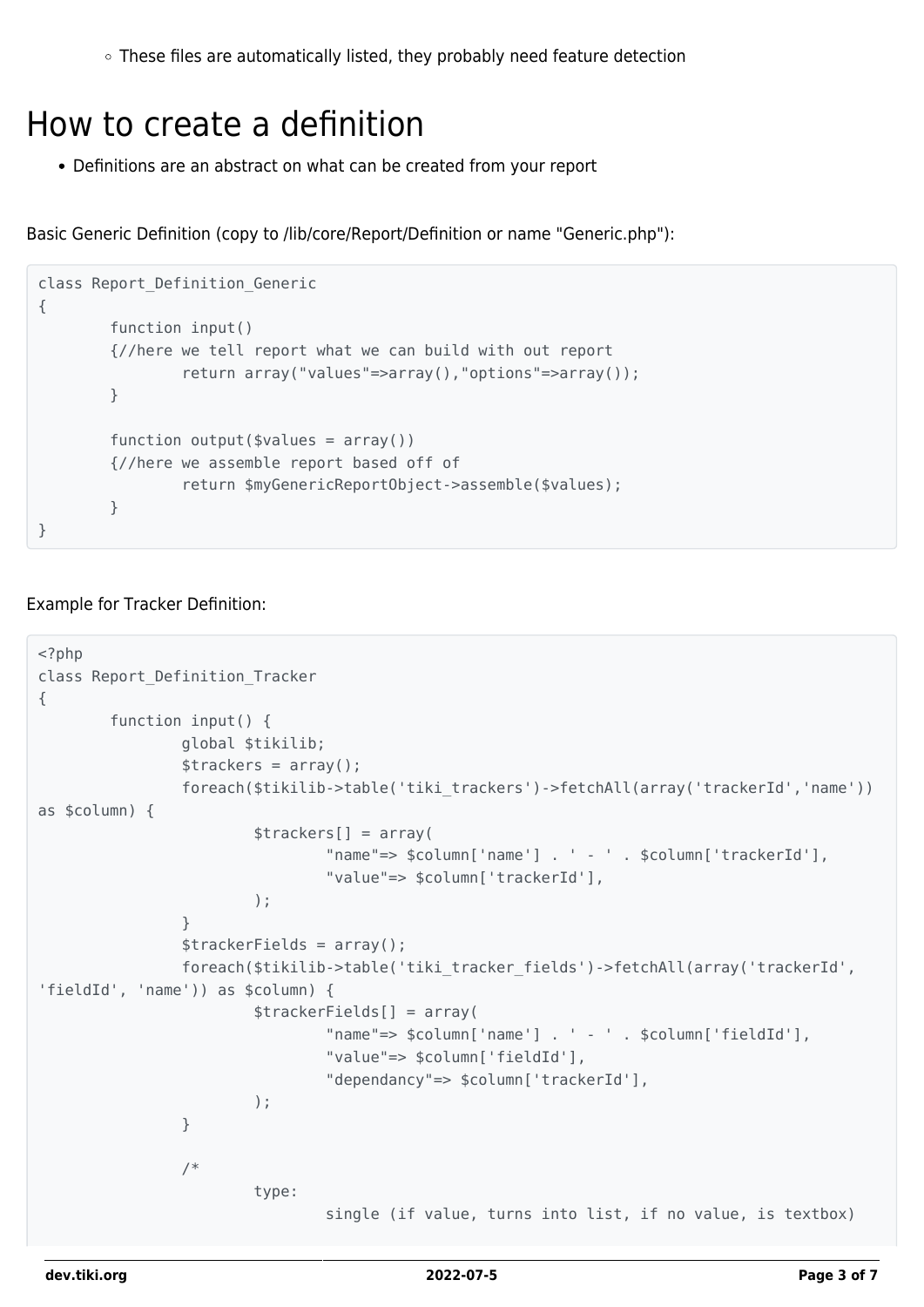- These files are automatically listed, they probably need feature detection

# How to create a definition

- Definitions are an abstract on what can be created from your report

Basic Generic Definition (copy to /lib/core/Report/Definition or name "Generic.php"):

```
class Report_Definition_Generic
{
        function input()
        {//here we tell report what we can build with out report
                return array("values"=>array(),"options"=>array());
        }

        function output($values = array())
        {//here we assemble report based off of
                return $myGenericReportObject->assemble($values);
        }
}
```

Example for Tracker Definition:

```
<?php
class Report_Definition_Tracker
{
        function input() {
                global $tikilib;
                $trackers = array();
                foreach($tikilib->table('tiki_trackers')->fetchAll(array('trackerId','name'))
as $column) {
                        $trackers[] = array(
                                "name"=> $column['name'] . ' - ' . $column['trackerId'],
                                "value"=> $column['trackerId'],
                        );
                }
                $trackerFields = array();
                foreach($tikilib->table('tiki_tracker_fields')->fetchAll(array('trackerId',
'fieldId', 'name')) as $column) {
                        $trackerFields[] = array(
                                "name"=> $column['name'] . ' - ' . $column['fieldId'],
                                "value"=> $column['fieldId'],
                                "dependancy"=> $column['trackerId'],
                        );
                }

                /*
                        type:
                                single (if value, turns into list, if no value, is textbox)
```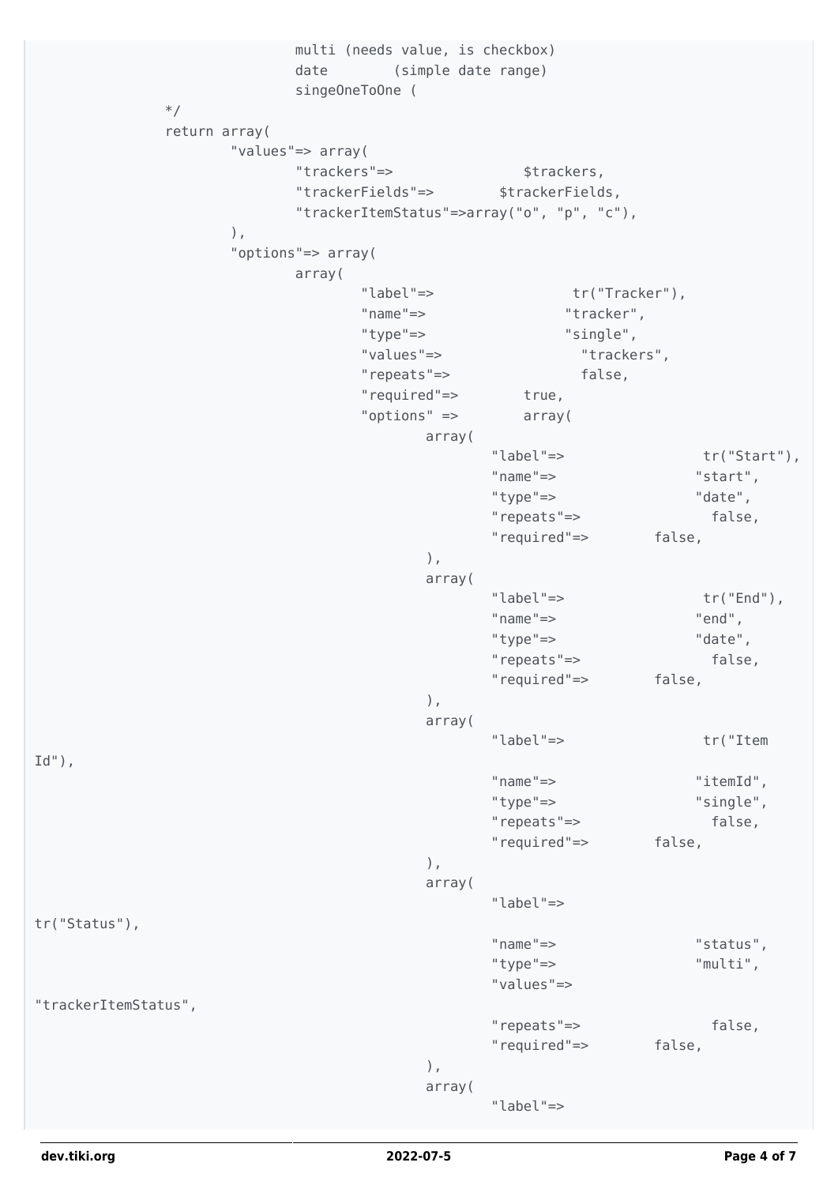```
                        multi (needs value, is checkbox)
                        date        (simple date range)
                        singeOneToOne (
                */
                return array(
                        "values"=> array(
                                "trackers"=>                $trackers,
                                "trackerFields"=>       $trackerFields,
                                "trackerItemStatus"=>array("o", "p", "c"),
                        ),
                        "options"=> array(
                                array(
                                        "label"=>                tr("Tracker"),
                                        "name"=>                "tracker",
                                        "type"=>                "single",
                                        "values"=>                "trackers",
                                        "repeats"=>                false,
                                        "required"=>        true,
                                        "options" =>        array(
                                                array(
                                                        "label"=>                tr("Start"),
                                                        "name"=>                "start",
                                                        "type"=>                "date",
                                                        "repeats"=>                false,
                                                        "required"=>        false,
                                                ),
                                                array(
                                                        "label"=>                tr("End"),
                                                        "name"=>                "end",
                                                        "type"=>                "date",
                                                        "repeats"=>                false,
                                                        "required"=>        false,
                                                ),
                                                array(
                                                        "label"=>                tr("Item
Id"),
                                                        "name"=>                "itemId",
                                                        "type"=>                "single",
                                                        "repeats"=>                false,
                                                        "required"=>        false,
                                                ),
                                                array(
                                                        "label"=>
tr("Status"),
                                                        "name"=>                "status",
                                                        "type"=>                "multi",
                                                        "values"=>
"trackerItemStatus",
                                                        "repeats"=>                false,
                                                        "required"=>        false,
                                                ),
                                                array(
                                                        "label"=>
```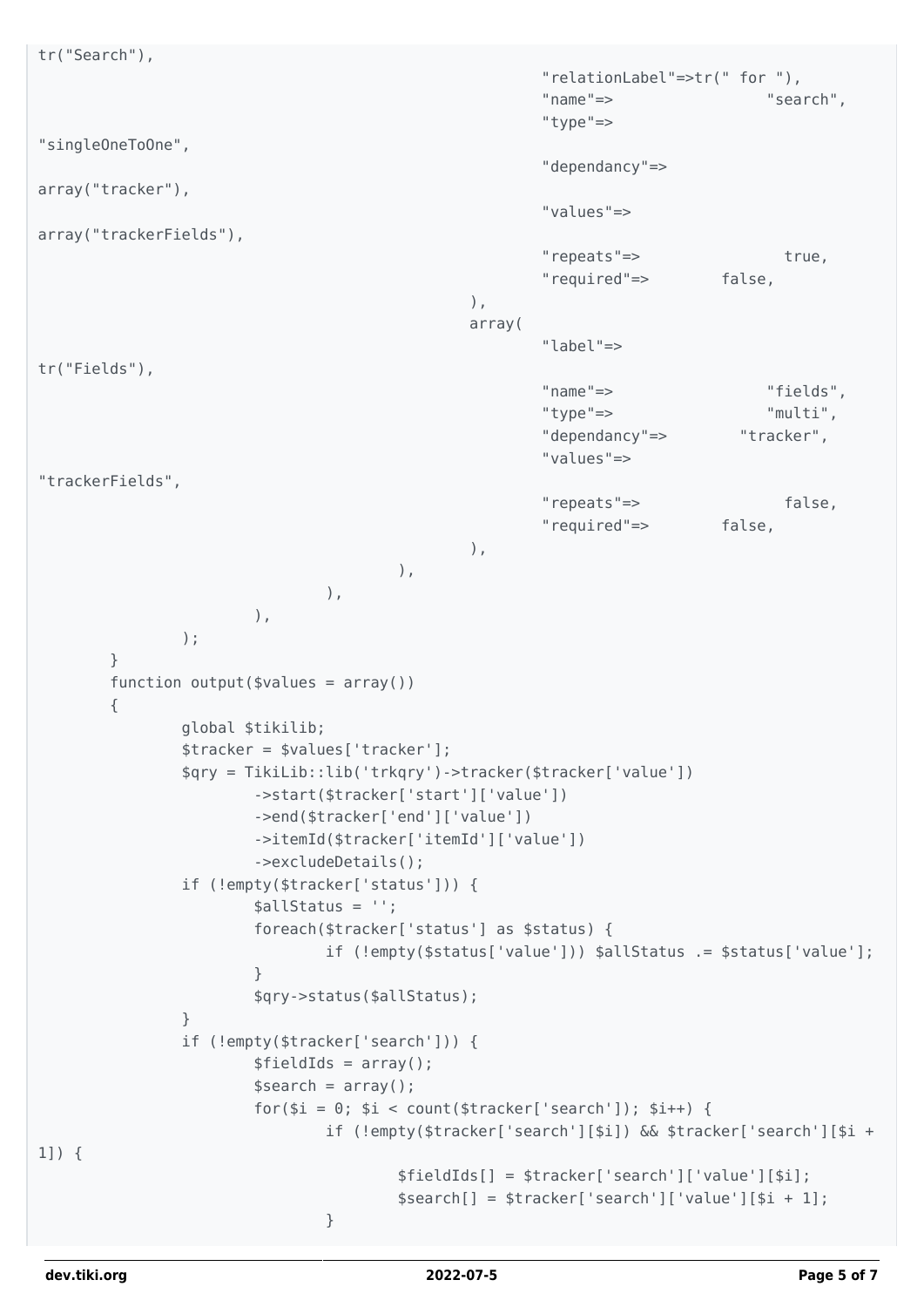```
tr("Search"),
                                                        "relationLabel"=>tr(" for "),
                                                        "name"=>                "search",
                                                        "type"=>
"singleOneToOne",
                                                        "dependancy"=>
array("tracker"),
                                                        "values"=>
array("trackerFields"),
                                                        "repeats"=>             true,
                                                        "required"=>        false,
                                                ),
                                                array(
                                                        "label"=>
tr("Fields"),
                                                        "name"=>                "fields",
                                                        "type"=>                "multi",
                                                        "dependancy"=>        "tracker",
                                                        "values"=>
"trackerFields",
                                                        "repeats"=>             false,
                                                        "required"=>        false,
                                                ),
                                        ),
                                ),
                        ),
                );
        }
        function output($values = array())
        {
                global $tikilib;
                $tracker = $values['tracker'];
                $qry = TikiLib::lib('trkqry')->tracker($tracker['value'])
                        ->start($tracker['start']['value'])
                        ->end($tracker['end']['value'])
                        ->itemId($tracker['itemId']['value'])
                        ->excludeDetails();
                if (!empty($tracker['status'])) {
                        $allStatus = '';
                        foreach($tracker['status'] as $status) {
                                if (!empty($status['value'])) $allStatus .= $status['value'];
                        }
                        $qry->status($allStatus);
                }
                if (!empty($tracker['search'])) {
                        $fieldIds = array();
                        $search = array();
                        for($i = 0; $i < count($tracker['search']); $i++) {
                                if (!empty($tracker['search'][$i]) && $tracker['search'][$i +
1]) {
                                        $fieldIds[] = $tracker['search']['value'][$i];
                                        $search[] = $tracker['search']['value'][$i + 1];
                                }
```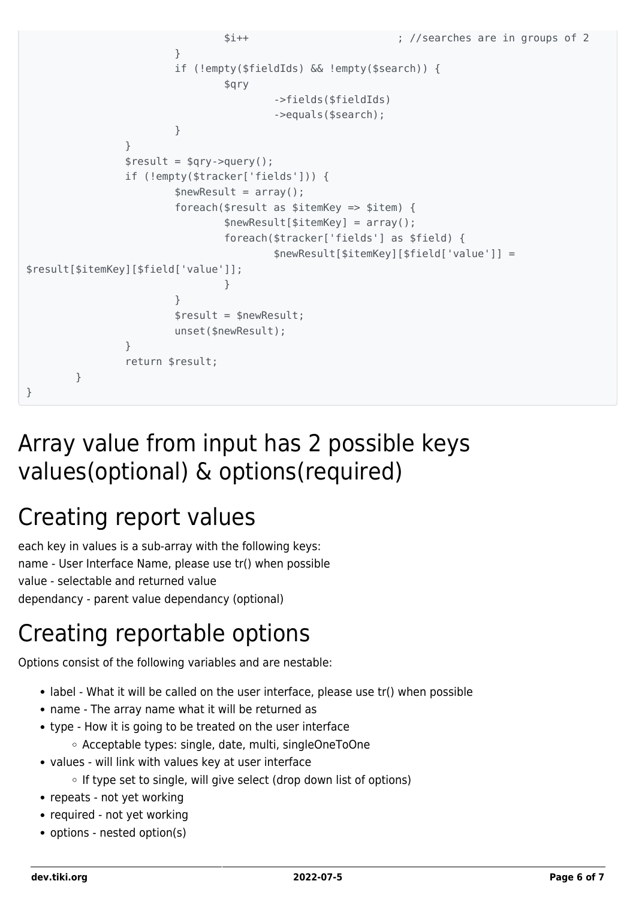```
                    $i++                        ; //searches are in groups of 2
                }
                if (!empty($fieldIds) && !empty($search)) {
                    $qry
                        ->fields($fieldIds)
                        ->equals($search);
                }
            }
            $result = $qry->query();
            if (!empty($tracker['fields'])) {
                $newResult = array();
                foreach($result as $itemKey => $item) {
                    $newResult[$itemKey] = array();
                    foreach($tracker['fields'] as $field) {
                        $newResult[$itemKey][$field['value']] =
$result[$itemKey][$field['value']];
                    }
                }
                $result = $newResult;
                unset($newResult);
            }
            return $result;
        }
}
```

# Array value from input has 2 possible keys values(optional) & options(required)

# Creating report values

each key in values is a sub-array with the following keys:
name - User Interface Name, please use tr() when possible
value - selectable and returned value
dependancy - parent value dependancy (optional)

# Creating reportable options

Options consist of the following variables and are nestable:

- label - What it will be called on the user interface, please use tr() when possible
- name - The array name what it will be returned as
- type - How it is going to be treated on the user interface
  - Acceptable types: single, date, multi, singleOneToOne
- values - will link with values key at user interface
  - If type set to single, will give select (drop down list of options)
- repeats - not yet working
- required - not yet working
- options - nested option(s)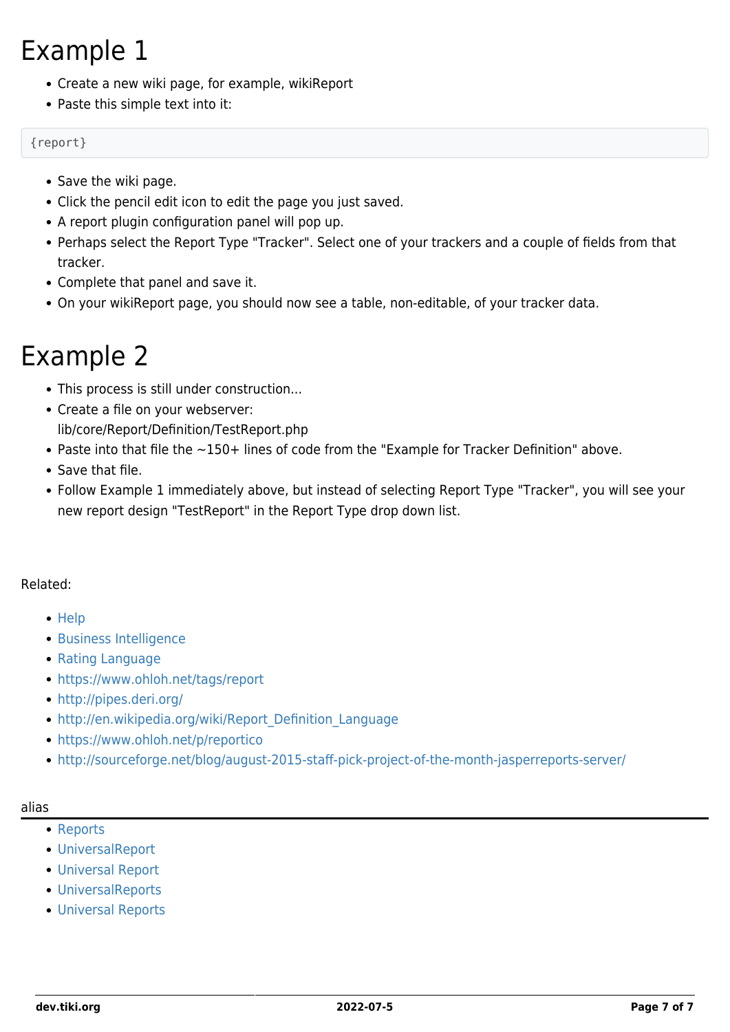# Example 1

- Create a new wiki page, for example, wikiReport
- Paste this simple text into it:

```
{report}
```

- Save the wiki page.
- Click the pencil edit icon to edit the page you just saved.
- A report plugin configuration panel will pop up.
- Perhaps select the Report Type "Tracker". Select one of your trackers and a couple of fields from that tracker.
- Complete that panel and save it.
- On your wikiReport page, you should now see a table, non-editable, of your tracker data.

# Example 2

- This process is still under construction...
- Create a file on your webserver: lib/core/Report/Definition/TestReport.php
- Paste into that file the ~150+ lines of code from the "Example for Tracker Definition" above.
- Save that file.
- Follow Example 1 immediately above, but instead of selecting Report Type "Tracker", you will see your new report design "TestReport" in the Report Type drop down list.

Related:

- Help
- Business Intelligence
- Rating Language
- https://www.ohloh.net/tags/report
- http://pipes.deri.org/
- http://en.wikipedia.org/wiki/Report_Definition_Language
- https://www.ohloh.net/p/reportico
- http://sourceforge.net/blog/august-2015-staff-pick-project-of-the-month-jasperreports-server/

alias

- Reports
- UniversalReport
- Universal Report
- UniversalReports
- Universal Reports